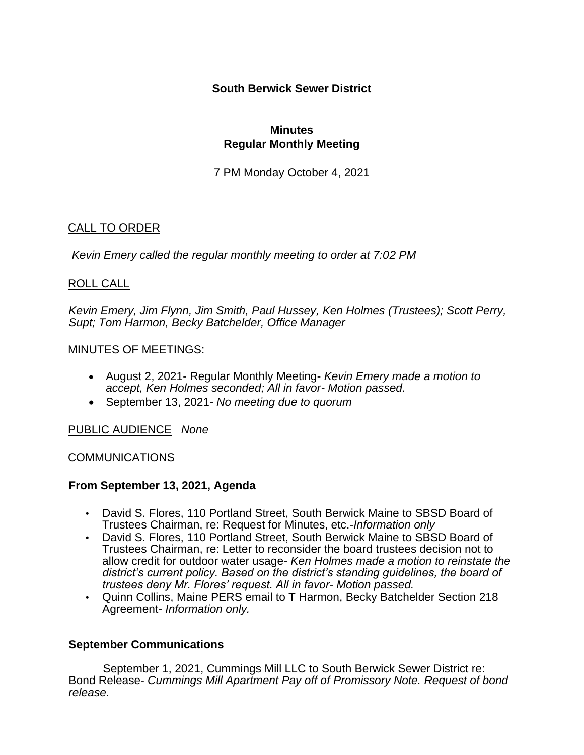**South Berwick Sewer District**

**Minutes**
**Regular Monthly Meeting**

7 PM Monday October 4, 2021

## CALL TO ORDER

*Kevin Emery called the regular monthly meeting to order at 7:02 PM*

## ROLL CALL

*Kevin Emery, Jim Flynn, Jim Smith, Paul Hussey, Ken Holmes (Trustees); Scott Perry, Supt; Tom Harmon, Becky Batchelder, Office Manager*

## MINUTES OF MEETINGS:

- August 2, 2021- Regular Monthly Meeting- *Kevin Emery made a motion to accept, Ken Holmes seconded; All in favor- Motion passed.*
- September 13, 2021- *No meeting due to quorum*

PUBLIC AUDIENCE *None*

## COMMUNICATIONS

**From September 13, 2021, Agenda**

- David S. Flores, 110 Portland Street, South Berwick Maine to SBSD Board of Trustees Chairman, re: Request for Minutes, etc.-*Information only*
- David S. Flores, 110 Portland Street, South Berwick Maine to SBSD Board of Trustees Chairman, re: Letter to reconsider the board trustees decision not to allow credit for outdoor water usage- *Ken Holmes made a motion to reinstate the district's current policy. Based on the district's standing guidelines, the board of trustees deny Mr. Flores' request. All in favor- Motion passed.*
- Quinn Collins, Maine PERS email to T Harmon, Becky Batchelder Section 218 Agreement- *Information only.*

**September Communications**

September 1, 2021, Cummings Mill LLC to South Berwick Sewer District re: Bond Release- *Cummings Mill Apartment Pay off of Promissory Note. Request of bond release.*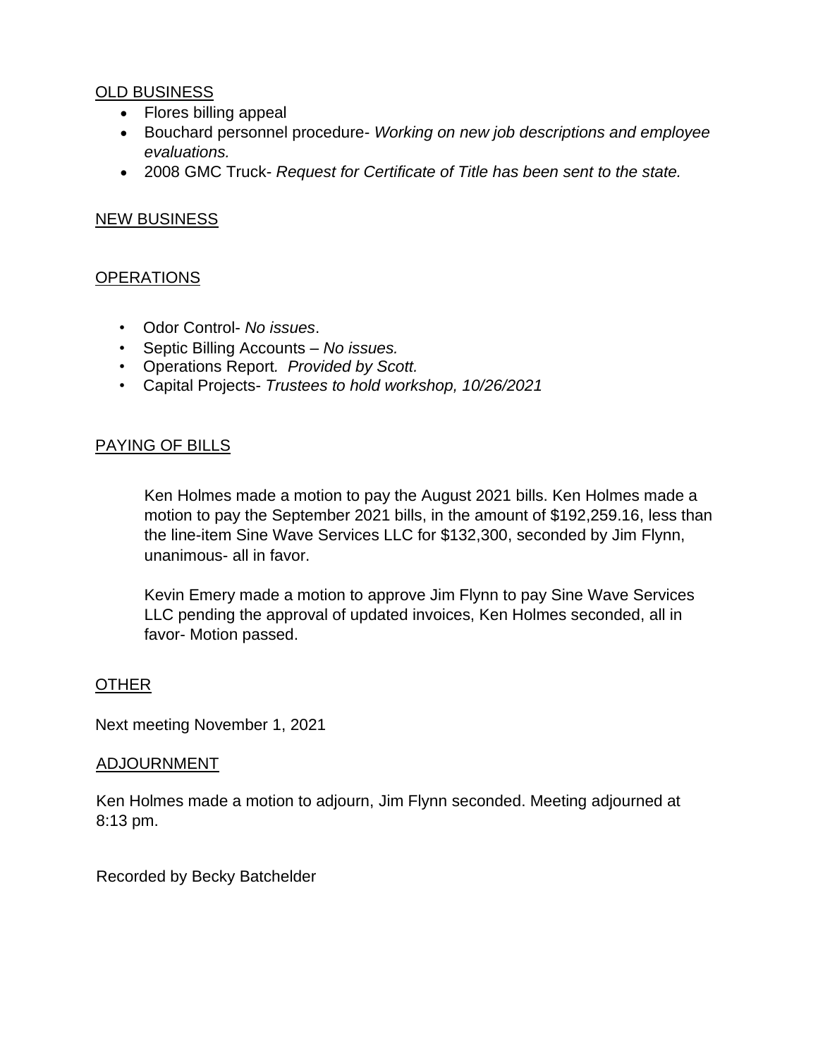OLD BUSINESS

- Flores billing appeal
- Bouchard personnel procedure- *Working on new job descriptions and employee evaluations.*
- 2008 GMC Truck- *Request for Certificate of Title has been sent to the state.*

NEW BUSINESS

OPERATIONS

- Odor Control- *No issues*.
- Septic Billing Accounts – *No issues.*
- Operations Report. *Provided by Scott.*
- Capital Projects- *Trustees to hold workshop, 10/26/2021*

PAYING OF BILLS

Ken Holmes made a motion to pay the August 2021 bills. Ken Holmes made a motion to pay the September 2021 bills, in the amount of $192,259.16, less than the line-item Sine Wave Services LLC for $132,300, seconded by Jim Flynn, unanimous- all in favor.

Kevin Emery made a motion to approve Jim Flynn to pay Sine Wave Services LLC pending the approval of updated invoices, Ken Holmes seconded, all in favor- Motion passed.

OTHER

Next meeting November 1, 2021

ADJOURNMENT

Ken Holmes made a motion to adjourn, Jim Flynn seconded. Meeting adjourned at 8:13 pm.

Recorded by Becky Batchelder